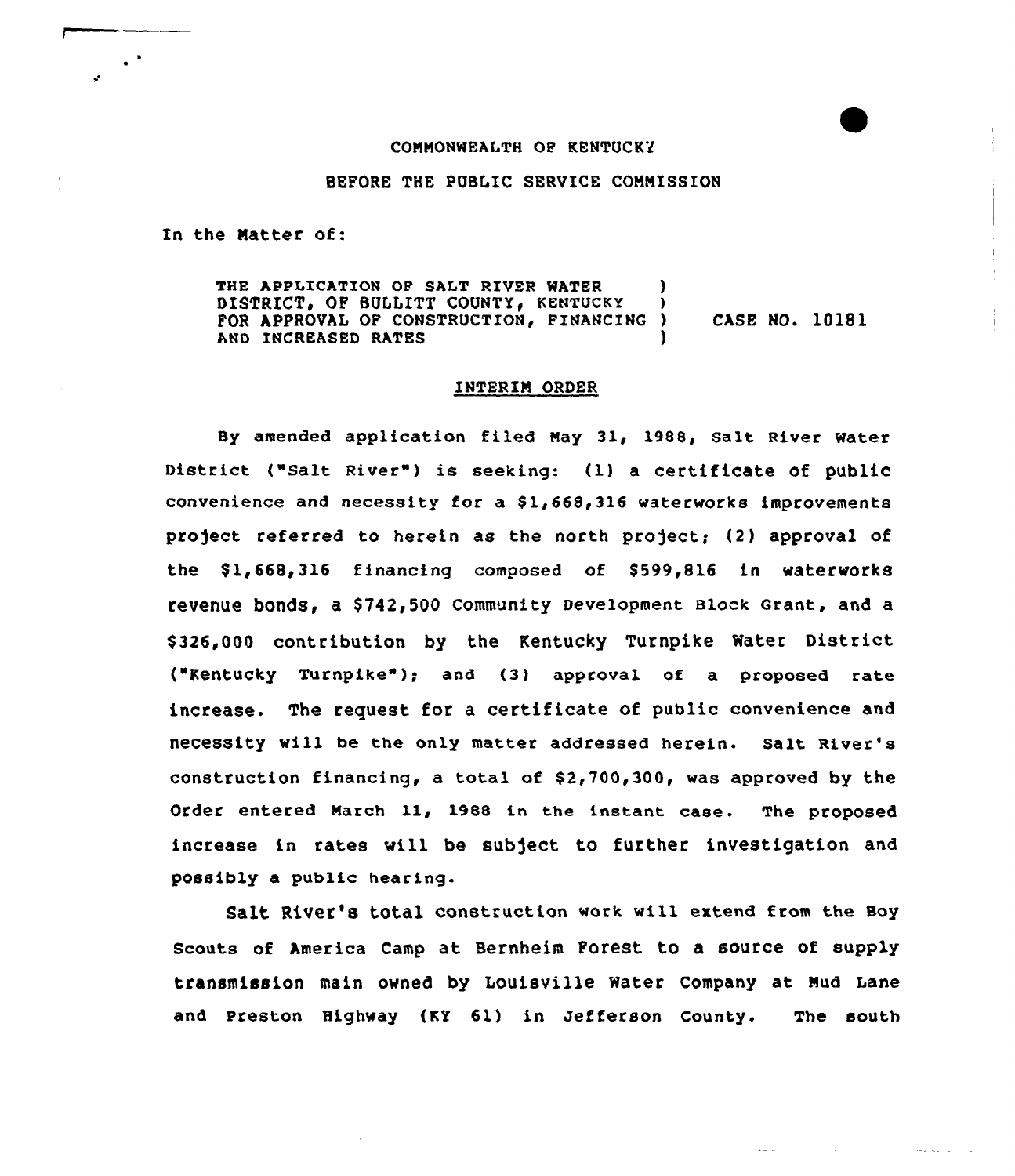COMMONWEALTH OF KENTUCKY

BEFORE THE PUBLIC SERVICE COMMISSION

In the Matter of:

| | | |
|---|---|---|
| THE APPLICATION OF SALT RIVER WATER DISTRICT, OF BULLITT COUNTY, KENTUCKY FOR APPROVAL OF CONSTRUCTION, FINANCING AND INCREASED RATES | ) ) ) ) | CASE NO. 10181 |

## INTERIM ORDER

By amended application filed May 31, 1988, Salt River Water District ("Salt River") is seeking: (1) a certificate of public convenience and necessity for a $1,668,316 waterworks improvements project referred to herein as the north project; (2) approval of the $1,668,316 financing composed of $599,816 in waterworks revenue bonds, a $742,500 Community Development Block Grant, and a $326,000 contribution by the Kentucky Turnpike Water District ("Kentucky Turnpike"); and (3) approval of a proposed rate increase. The request for a certificate of public convenience and necessity will be the only matter addressed herein. Salt River's construction financing, a total of $2,700,300, was approved by the Order entered March 11, 1988 in the instant case. The proposed increase in rates will be subject to further investigation and possibly a public hearing.

Salt River's total construction work will extend from the Boy Scouts of America Camp at Bernheim Forest to a source of supply transmission main owned by Louisville Water Company at Mud Lane and Preston Highway (KY 61) in Jefferson County. The south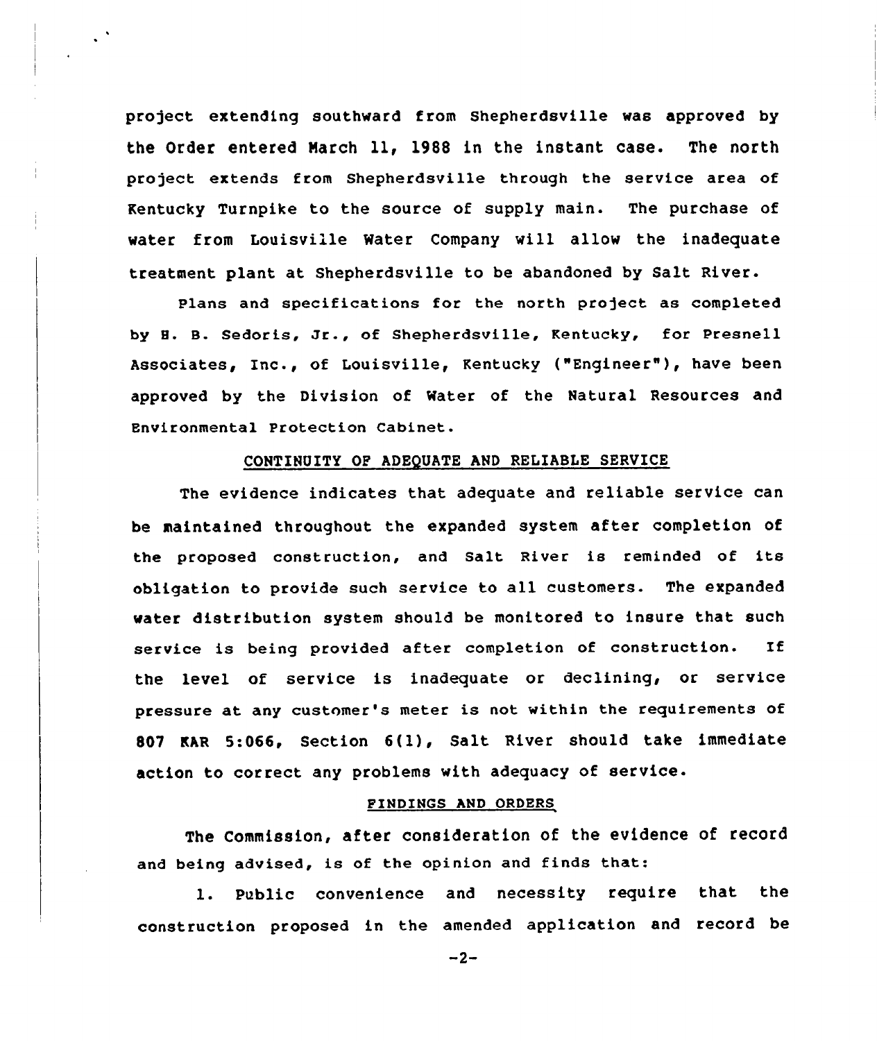project extending southward from Shepherdsville was approved by the Order entered March 11, 1988 in the instant case. The north project extends from Shepherdsville through the service area of Kentucky Turnpike to the source of supply main. The purchase of water from Louisville Water Company will allow the inadequate treatment plant at Shepherdsville to be abandoned by Salt River.

Plans and specifications for the north project as completed by H. B. Sedoris, Jr., of Shepherdsville, Kentucky, for Presnell Associates, Inc., of Louisville, Kentucky ("Engineer"), have been approved by the Division of Water of the Natural Resources and Environmental Protection Cabinet.

## CONTINUITY OF ADEQUATE AND RELIABLE SERVICE

The evidence indicates that adequate and reliable service can be maintained throughout the expanded system after completion of the proposed construction, and Salt River is reminded of its obligation to provide such service to all customers. The expanded water distribution system should be monitored to insure that such service is being provided after completion of construction. If the level of service is inadequate or declining, or service pressure at any customer's meter is not within the requirements of 807 KAR 5:066, Section 6(1), Salt River should take immediate action to correct any problems with adequacy of service.

## FINDINGS AND ORDERS

The Commission, after consideration of the evidence of record and being advised, is of the opinion and finds that:

1. Public convenience and necessity require that the construction proposed in the amended application and record be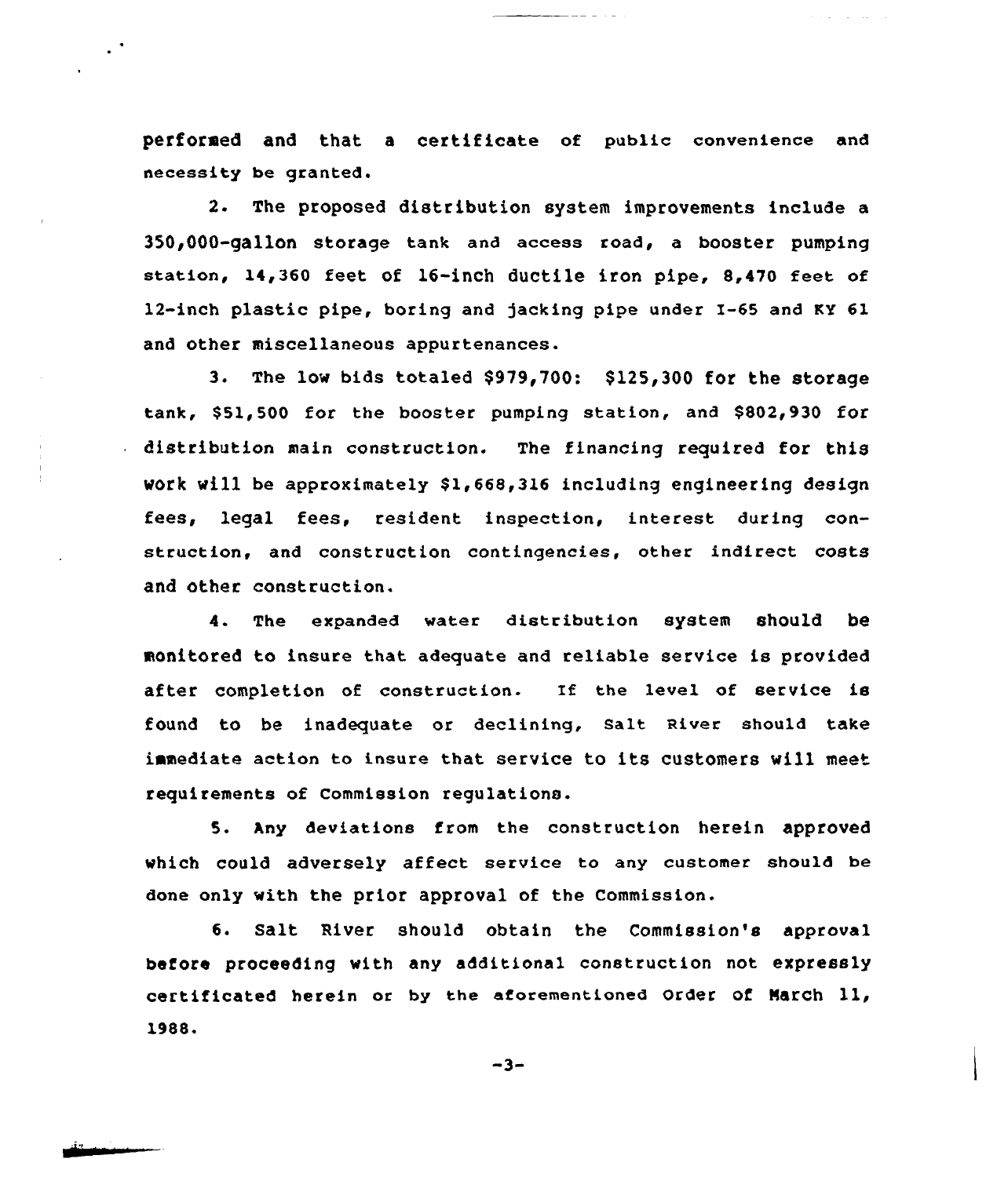performed and that a certificate of public convenience and necessity be granted.

2. The proposed distribution system improvements include a 350,000-gallon storage tank and access road, a booster pumping station, 14,360 feet of 16-inch ductile iron pipe, 8,470 feet of 12-inch plastic pipe, boring and jacking pipe under I-65 and KY 61 and other miscellaneous appurtenances.

3. The low bids totaled $979,700: $125,300 for the storage tank, $51,500 for the booster pumping station, and $802,930 for distribution main construction. The financing required for this work will be approximately $1,668,316 including engineering design fees, legal fees, resident inspection, interest during construction, and construction contingencies, other indirect costs and other construction.

4. The expanded water distribution system should be monitored to insure that adequate and reliable service is provided after completion of construction. If the level of service is found to be inadequate or declining, Salt River should take immediate action to insure that service to its customers will meet requirements of Commission regulations.

5. Any deviations from the construction herein approved which could adversely affect service to any customer should be done only with the prior approval of the Commission.

6. Salt River should obtain the Commission's approval before proceeding with any additional construction not expressly certificated herein or by the aforementioned Order of March 11, 1988.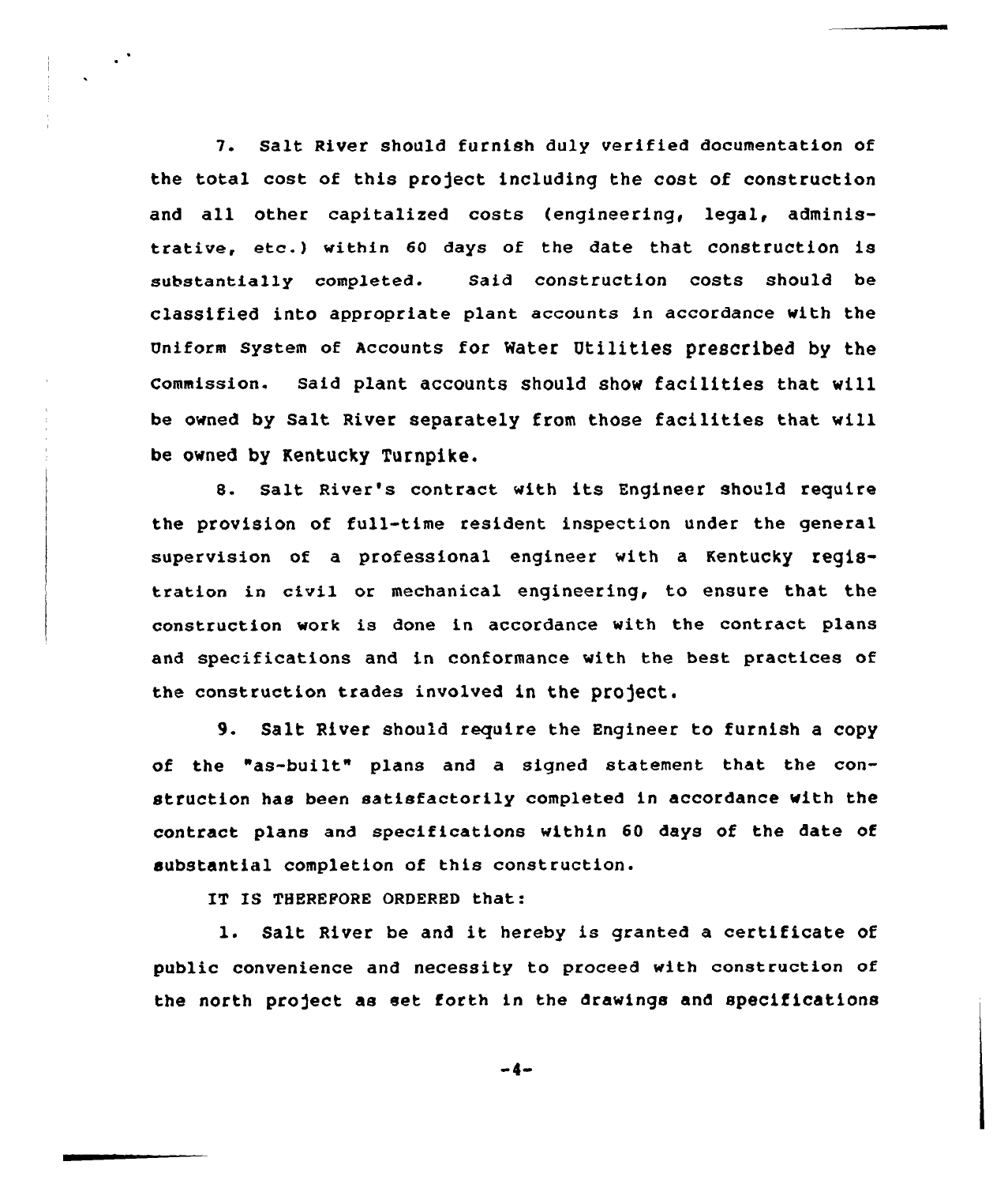7. Salt River should furnish duly verified documentation of the total cost of this project including the cost of construction and all other capitalized costs (engineering, legal, administrative, etc.) within 60 days of the date that construction is substantially completed. Said construction costs should be classified into appropriate plant accounts in accordance with the Uniform System of Accounts for Water Utilities prescribed by the Commission. Said plant accounts should show facilities that will be owned by Salt River separately from those facilities that will be owned by Kentucky Turnpike.

8. Salt River's contract with its Engineer should require the provision of full-time resident inspection under the general supervision of a professional engineer with a Kentucky registration in civil or mechanical engineering, to ensure that the construction work is done in accordance with the contract plans and specifications and in conformance with the best practices of the construction trades involved in the project.

9. Salt River should require the Engineer to furnish a copy of the "as-built" plans and a signed statement that the construction has been satisfactorily completed in accordance with the contract plans and specifications within 60 days of the date of substantial completion of this construction.

IT IS THEREFORE ORDERED that:

1. Salt River be and it hereby is granted a certificate of public convenience and necessity to proceed with construction of the north project as set forth in the drawings and specifications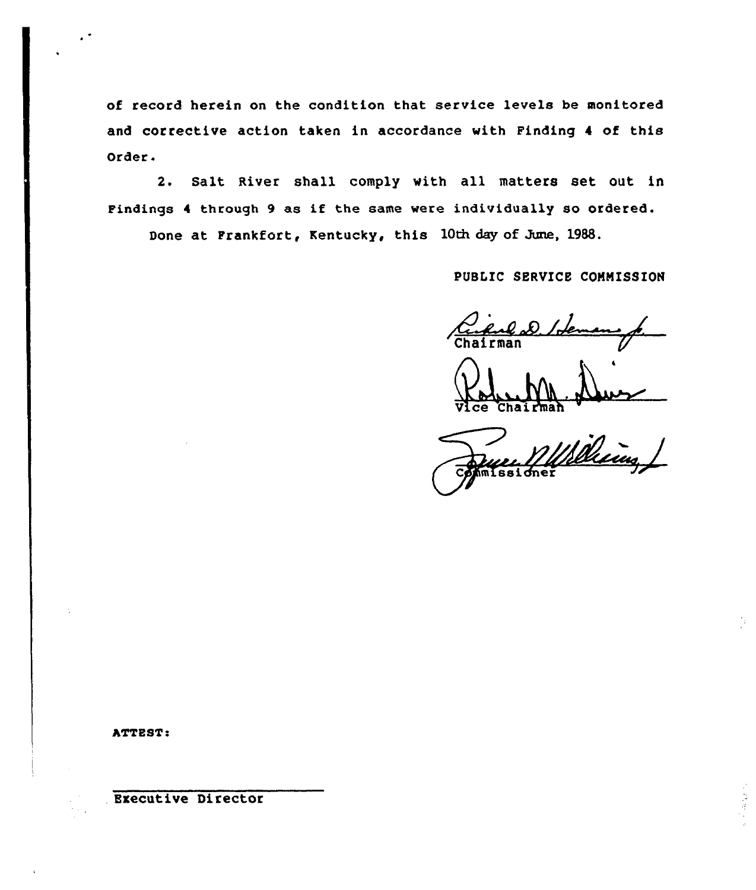of record herein on the condition that service levels be monitored and corrective action taken in accordance with Finding 4 of this Order.

2. Salt River shall comply with all matters set out in Findings 4 through 9 as if the same were individually so ordered.

Done at Frankfort, Kentucky, this 10th day of June, 1988.

PUBLIC SERVICE COMMISSION

Chairman

Vice Chairman

Commissioner

ATTEST:

Executive Director